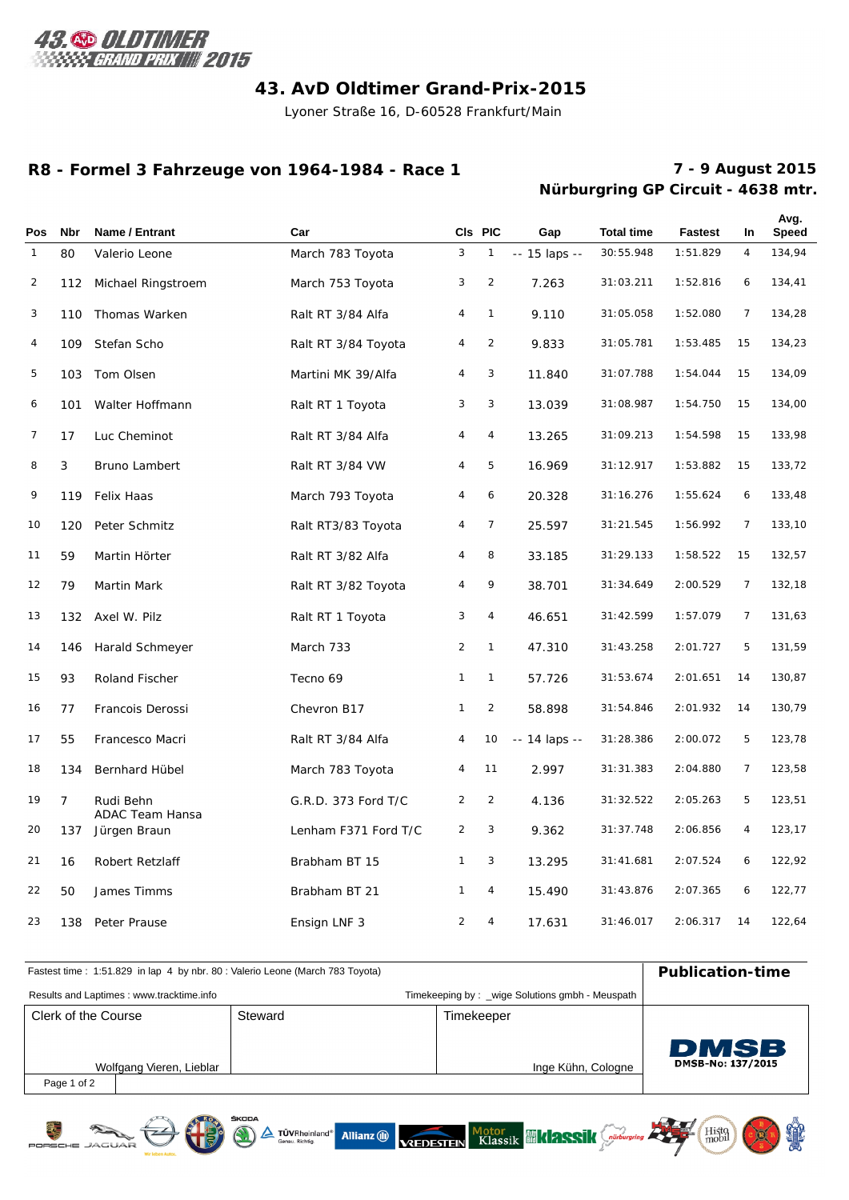# 43. AvD Oldtimer Grand-Prix-2015

Lyoner Straße 16, D-60528 Frankfurt/Main

## R8 - Formel 3 Fahrzeuge von 1964-1984 - Race 1

**7 - 9 August 2015**
**Nürburgring GP Circuit - 4638 mtr.**

| Pos | Nbr | Name / Entrant | Car | Cls | PIC | Gap | Total time | Fastest | In | Avg. Speed |
|---|---|---|---|---|---|---|---|---|---|---|
| 1 | 80 | Valerio Leone | March 783 Toyota | 3 | 1 | -- 15 laps -- | 30:55.948 | 1:51.829 | 4 | 134,94 |
| 2 | 112 | Michael Ringstroem | March 753 Toyota | 3 | 2 | 7.263 | 31:03.211 | 1:52.816 | 6 | 134,41 |
| 3 | 110 | Thomas Warken | Ralt RT 3/84 Alfa | 4 | 1 | 9.110 | 31:05.058 | 1:52.080 | 7 | 134,28 |
| 4 | 109 | Stefan Scho | Ralt RT 3/84 Toyota | 4 | 2 | 9.833 | 31:05.781 | 1:53.485 | 15 | 134,23 |
| 5 | 103 | Tom Olsen | Martini MK 39/Alfa | 4 | 3 | 11.840 | 31:07.788 | 1:54.044 | 15 | 134,09 |
| 6 | 101 | Walter Hoffmann | Ralt RT 1 Toyota | 3 | 3 | 13.039 | 31:08.987 | 1:54.750 | 15 | 134,00 |
| 7 | 17 | Luc Cheminot | Ralt RT 3/84 Alfa | 4 | 4 | 13.265 | 31:09.213 | 1:54.598 | 15 | 133,98 |
| 8 | 3 | Bruno Lambert | Ralt RT 3/84 VW | 4 | 5 | 16.969 | 31:12.917 | 1:53.882 | 15 | 133,72 |
| 9 | 119 | Felix Haas | March 793 Toyota | 4 | 6 | 20.328 | 31:16.276 | 1:55.624 | 6 | 133,48 |
| 10 | 120 | Peter Schmitz | Ralt RT3/83 Toyota | 4 | 7 | 25.597 | 31:21.545 | 1:56.992 | 7 | 133,10 |
| 11 | 59 | Martin Hörter | Ralt RT 3/82 Alfa | 4 | 8 | 33.185 | 31:29.133 | 1:58.522 | 15 | 132,57 |
| 12 | 79 | Martin Mark | Ralt RT 3/82 Toyota | 4 | 9 | 38.701 | 31:34.649 | 2:00.529 | 7 | 132,18 |
| 13 | 132 | Axel W. Pilz | Ralt RT 1 Toyota | 3 | 4 | 46.651 | 31:42.599 | 1:57.079 | 7 | 131,63 |
| 14 | 146 | Harald Schmeyer | March 733 | 2 | 1 | 47.310 | 31:43.258 | 2:01.727 | 5 | 131,59 |
| 15 | 93 | Roland Fischer | Tecno 69 | 1 | 1 | 57.726 | 31:53.674 | 2:01.651 | 14 | 130,87 |
| 16 | 77 | Francois Derossi | Chevron B17 | 1 | 2 | 58.898 | 31:54.846 | 2:01.932 | 14 | 130,79 |
| 17 | 55 | Francesco Macri | Ralt RT 3/84 Alfa | 4 | 10 | -- 14 laps -- | 31:28.386 | 2:00.072 | 5 | 123,78 |
| 18 | 134 | Bernhard Hübel | March 783 Toyota | 4 | 11 | 2.997 | 31:31.383 | 2:04.880 | 7 | 123,58 |
| 19 | 7 | Rudi Behn<br>ADAC Team Hansa | G.R.D. 373 Ford T/C | 2 | 2 | 4.136 | 31:32.522 | 2:05.263 | 5 | 123,51 |
| 20 | 137 | Jürgen Braun | Lenham F371 Ford T/C | 2 | 3 | 9.362 | 31:37.748 | 2:06.856 | 4 | 123,17 |
| 21 | 16 | Robert Retzlaff | Brabham BT 15 | 1 | 3 | 13.295 | 31:41.681 | 2:07.524 | 6 | 122,92 |
| 22 | 50 | James Timms | Brabham BT 21 | 1 | 4 | 15.490 | 31:43.876 | 2:07.365 | 6 | 122,77 |
| 23 | 138 | Peter Prause | Ensign LNF 3 | 2 | 4 | 17.631 | 31:46.017 | 2:06.317 | 14 | 122,64 |

Fastest time : 1:51.829 in lap 4 by nbr. 80 : Valerio Leone (March 783 Toyota)

**Publication-time**

Results and Laptimes : www.tracktime.info

Timekeeping by : _wige Solutions gmbh - Meuspath

| Clerk of the Course | Steward | Timekeeper |
|---|---|---|
| Wolfgang Vieren, Lieblar | | Inge Kühn, Cologne |

DMSB-No: 137/2015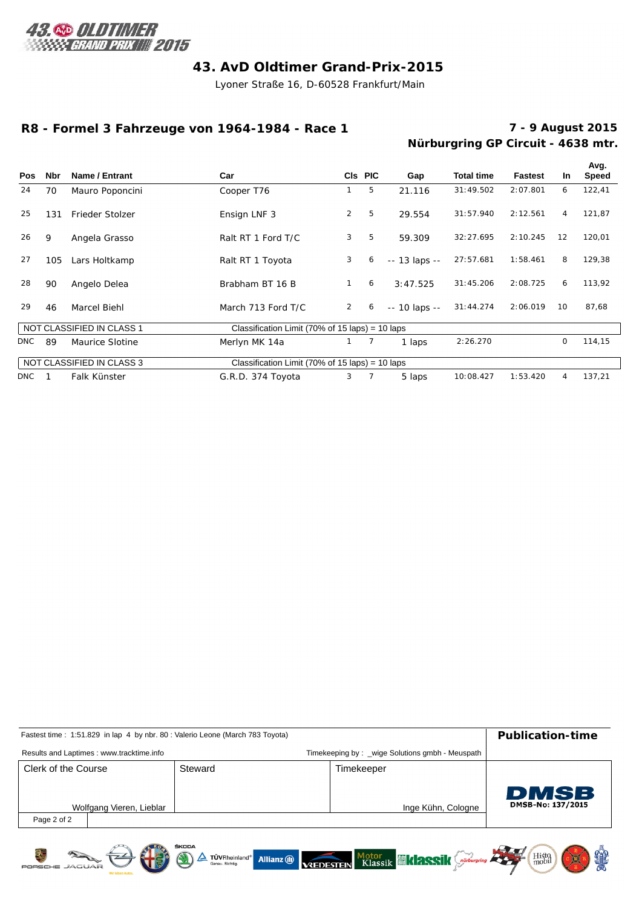# 43. AvD Oldtimer Grand-Prix-2015

Lyoner Straße 16, D-60528 Frankfurt/Main

## R8 - Formel 3 Fahrzeuge von 1964-1984 - Race 1

**7 - 9 August 2015**
**Nürburgring GP Circuit - 4638 mtr.**

| Pos | Nbr | Name / Entrant | Car | Cls | PIC | Gap | Total time | Fastest | In | Avg. Speed |
|---|---|---|---|---|---|---|---|---|---|---|
| 24 | 70 | Mauro Poponcini | Cooper T76 | 1 | 5 | 21.116 | 31:49.502 | 2:07.801 | 6 | 122,41 |
| 25 | 131 | Frieder Stolzer | Ensign LNF 3 | 2 | 5 | 29.554 | 31:57.940 | 2:12.561 | 4 | 121,87 |
| 26 | 9 | Angela Grasso | Ralt RT 1 Ford T/C | 3 | 5 | 59.309 | 32:27.695 | 2:10.245 | 12 | 120,01 |
| 27 | 105 | Lars Holtkamp | Ralt RT 1 Toyota | 3 | 6 | -- 13 laps -- | 27:57.681 | 1:58.461 | 8 | 129,38 |
| 28 | 90 | Angelo Delea | Brabham BT 16 B | 1 | 6 | 3:47.525 | 31:45.206 | 2:08.725 | 6 | 113,92 |
| 29 | 46 | Marcel Biehl | March 713 Ford T/C | 2 | 6 | -- 10 laps -- | 31:44.274 | 2:06.019 | 10 | 87,68 |
| NOT CLASSIFIED IN CLASS 1 | | | Classification Limit (70% of 15 laps) = 10 laps | | | | | | | |
| DNC | 89 | Maurice Slotine | Merlyn MK 14a | 1 | 7 | 1 laps | 2:26.270 | | 0 | 114,15 |
| NOT CLASSIFIED IN CLASS 3 | | | Classification Limit (70% of 15 laps) = 10 laps | | | | | | | |
| DNC | 1 | Falk Künster | G.R.D. 374 Toyota | 3 | 7 | 5 laps | 10:08.427 | 1:53.420 | 4 | 137,21 |

Fastest time : 1:51.829 in lap 4 by nbr. 80 : Valerio Leone (March 783 Toyota)

Results and Laptimes : www.tracktime.info

Timekeeping by : _wige Solutions gmbh - Meuspath

**Publication-time**

| Clerk of the Course | Steward | Timekeeper | DMSB-No: 137/2015 |
|---|---|---|---|
| Wolfgang Vieren, Lieblar | | Inge Kühn, Cologne | |